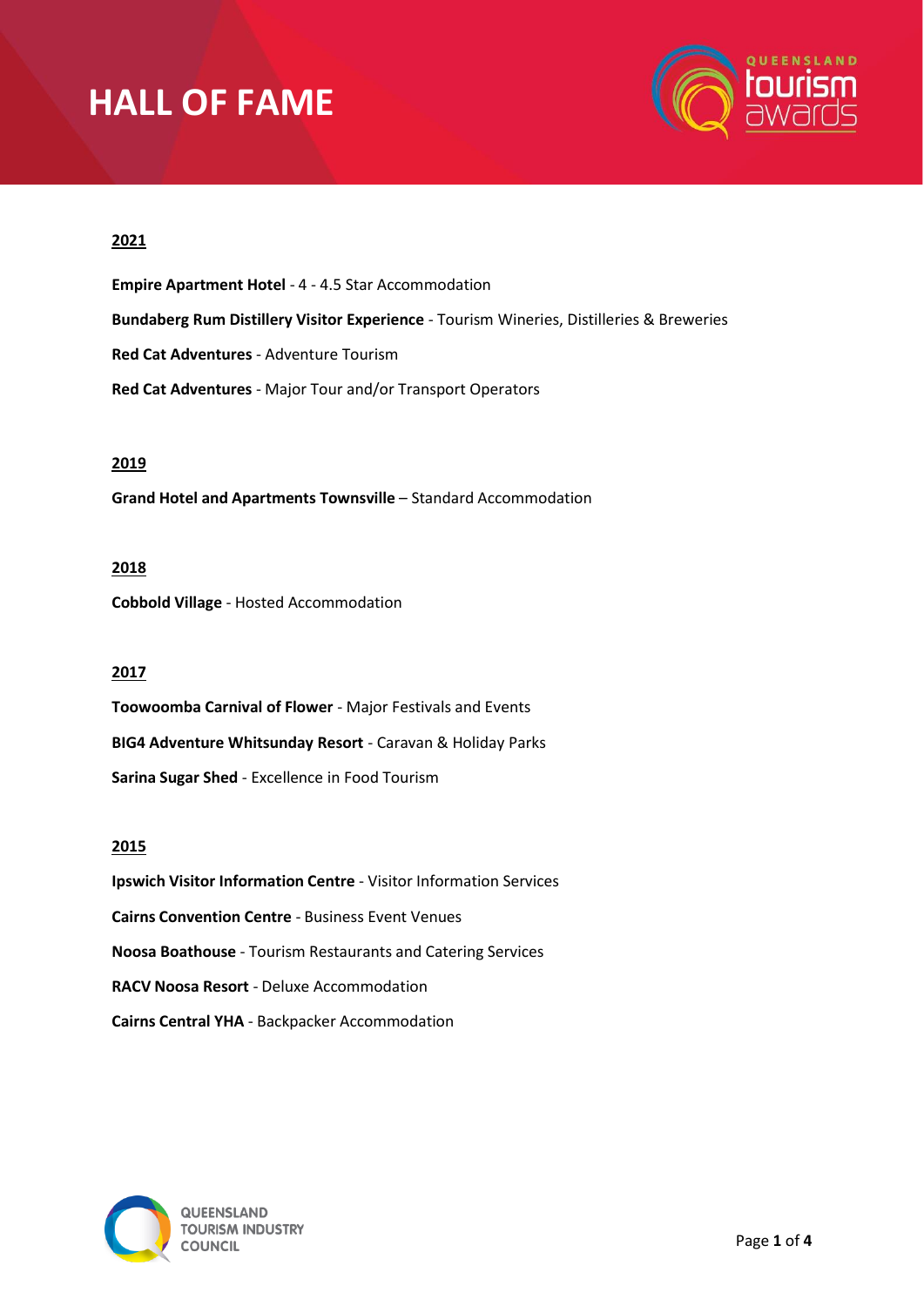# HALL OF FAME

## 2021

**Empire Apartment Hotel** - 4 - 4.5 Star Accommodation

**Bundaberg Rum Distillery Visitor Experience** - Tourism Wineries, Distilleries & Breweries

**Red Cat Adventures** - Adventure Tourism

**Red Cat Adventures** - Major Tour and/or Transport Operators

## 2019

**Grand Hotel and Apartments Townsville** – Standard Accommodation

## 2018

**Cobbold Village** - Hosted Accommodation

## 2017

**Toowoomba Carnival of Flower** - Major Festivals and Events

**BIG4 Adventure Whitsunday Resort** - Caravan & Holiday Parks

**Sarina Sugar Shed** - Excellence in Food Tourism

## 2015

**Ipswich Visitor Information Centre** - Visitor Information Services

**Cairns Convention Centre** - Business Event Venues

**Noosa Boathouse** - Tourism Restaurants and Catering Services

**RACV Noosa Resort** - Deluxe Accommodation

**Cairns Central YHA** - Backpacker Accommodation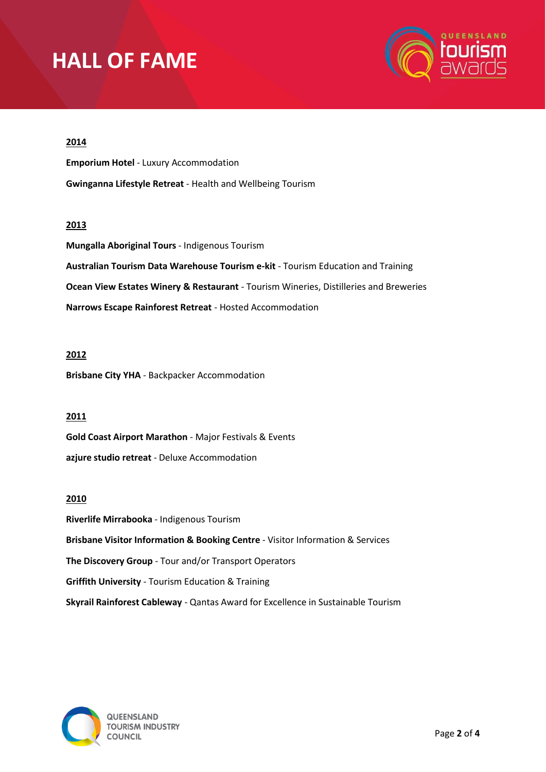# HALL OF FAME

**2014**

**Emporium Hotel** - Luxury Accommodation

**Gwinganna Lifestyle Retreat** - Health and Wellbeing Tourism

**2013**

**Mungalla Aboriginal Tours** - Indigenous Tourism

**Australian Tourism Data Warehouse Tourism e-kit** - Tourism Education and Training

**Ocean View Estates Winery & Restaurant** - Tourism Wineries, Distilleries and Breweries

**Narrows Escape Rainforest Retreat** - Hosted Accommodation

**2012**

**Brisbane City YHA** - Backpacker Accommodation

**2011**

**Gold Coast Airport Marathon** - Major Festivals & Events

**azjure studio retreat** - Deluxe Accommodation

**2010**

**Riverlife Mirrabooka** - Indigenous Tourism

**Brisbane Visitor Information & Booking Centre** - Visitor Information & Services

**The Discovery Group** - Tour and/or Transport Operators

**Griffith University** - Tourism Education & Training

**Skyrail Rainforest Cableway** - Qantas Award for Excellence in Sustainable Tourism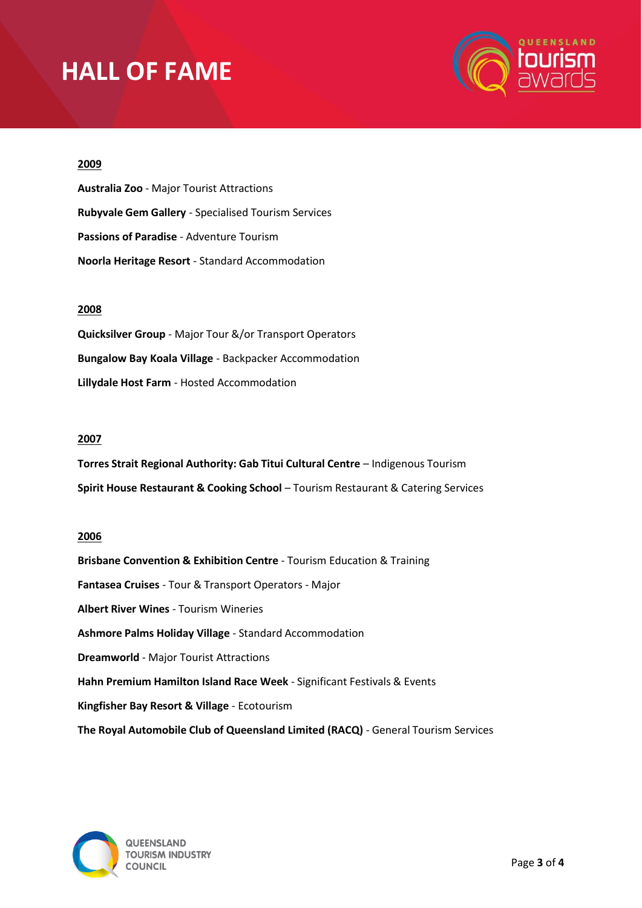# HALL OF FAME

**2009**

**Australia Zoo** - Major Tourist Attractions

**Rubyvale Gem Gallery** - Specialised Tourism Services

**Passions of Paradise** - Adventure Tourism

**Noorla Heritage Resort** - Standard Accommodation

**2008**

**Quicksilver Group** - Major Tour &/or Transport Operators

**Bungalow Bay Koala Village** - Backpacker Accommodation

**Lillydale Host Farm** - Hosted Accommodation

**2007**

**Torres Strait Regional Authority: Gab Titui Cultural Centre** – Indigenous Tourism

**Spirit House Restaurant & Cooking School** – Tourism Restaurant & Catering Services

**2006**

**Brisbane Convention & Exhibition Centre** - Tourism Education & Training

**Fantasea Cruises** - Tour & Transport Operators - Major

**Albert River Wines** - Tourism Wineries

**Ashmore Palms Holiday Village** - Standard Accommodation

**Dreamworld** - Major Tourist Attractions

**Hahn Premium Hamilton Island Race Week** - Significant Festivals & Events

**Kingfisher Bay Resort & Village** - Ecotourism

**The Royal Automobile Club of Queensland Limited (RACQ)** - General Tourism Services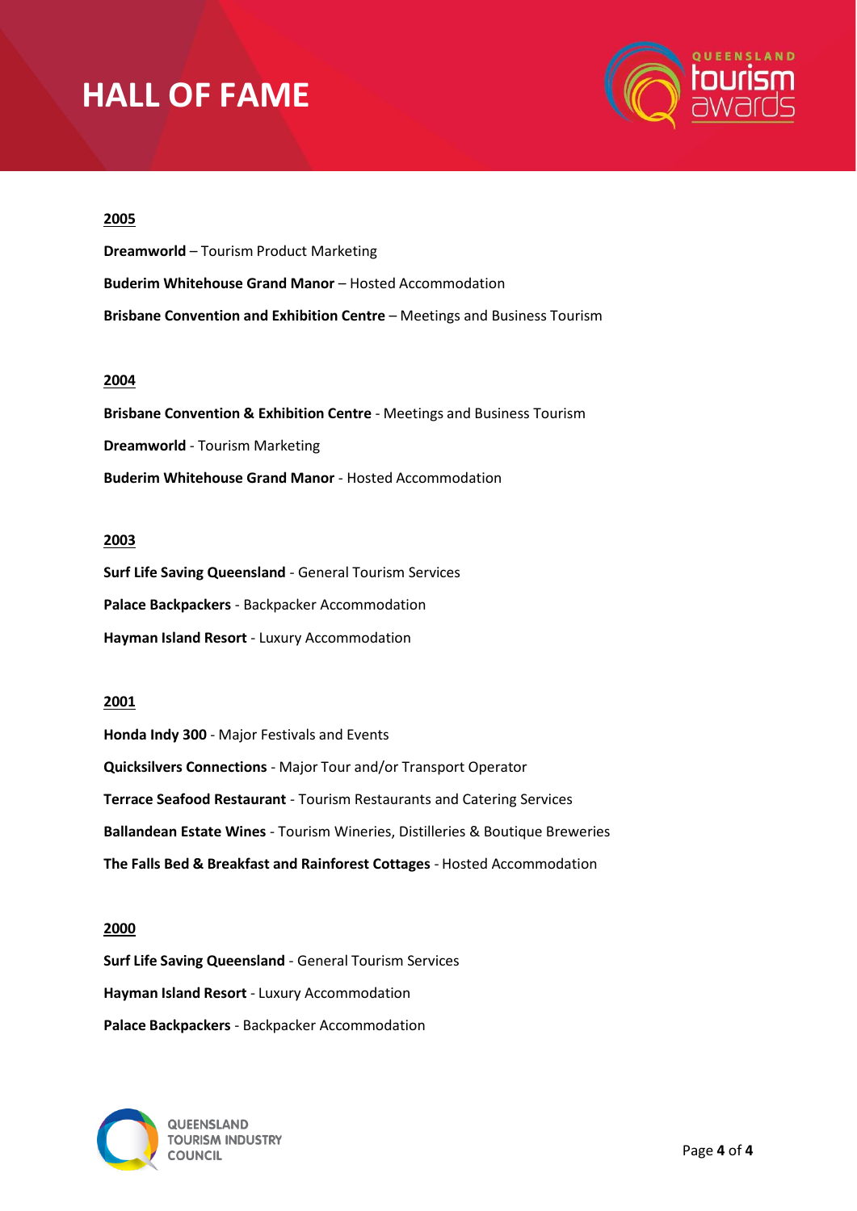# HALL OF FAME

**2005**

**Dreamworld** – Tourism Product Marketing

**Buderim Whitehouse Grand Manor** – Hosted Accommodation

**Brisbane Convention and Exhibition Centre** – Meetings and Business Tourism

**2004**

**Brisbane Convention & Exhibition Centre** - Meetings and Business Tourism

**Dreamworld** - Tourism Marketing

**Buderim Whitehouse Grand Manor** - Hosted Accommodation

**2003**

**Surf Life Saving Queensland** - General Tourism Services

**Palace Backpackers** - Backpacker Accommodation

**Hayman Island Resort** - Luxury Accommodation

**2001**

**Honda Indy 300** - Major Festivals and Events

**Quicksilvers Connections** - Major Tour and/or Transport Operator

**Terrace Seafood Restaurant** - Tourism Restaurants and Catering Services

**Ballandean Estate Wines** - Tourism Wineries, Distilleries & Boutique Breweries

**The Falls Bed & Breakfast and Rainforest Cottages** - Hosted Accommodation

**2000**

**Surf Life Saving Queensland** - General Tourism Services

**Hayman Island Resort** - Luxury Accommodation

**Palace Backpackers** - Backpacker Accommodation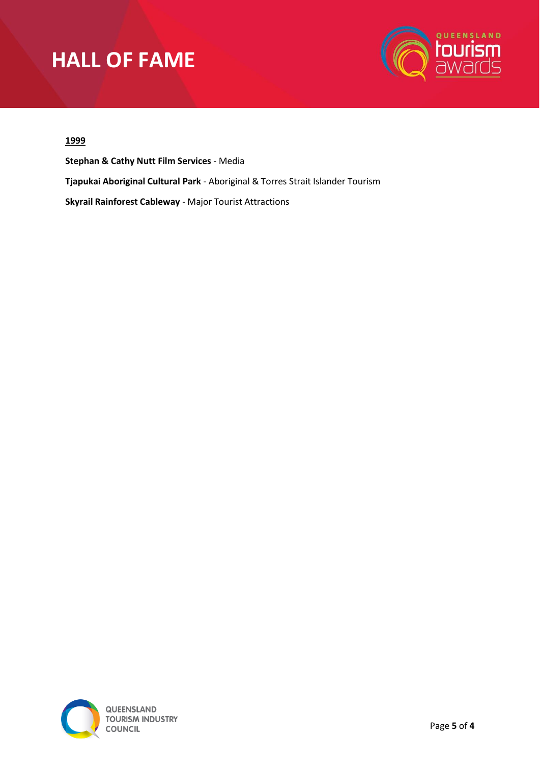**1999**

**Stephan & Cathy Nutt Film Services** - Media

**Tjapukai Aboriginal Cultural Park** - Aboriginal & Torres Strait Islander Tourism

**Skyrail Rainforest Cableway** - Major Tourist Attractions